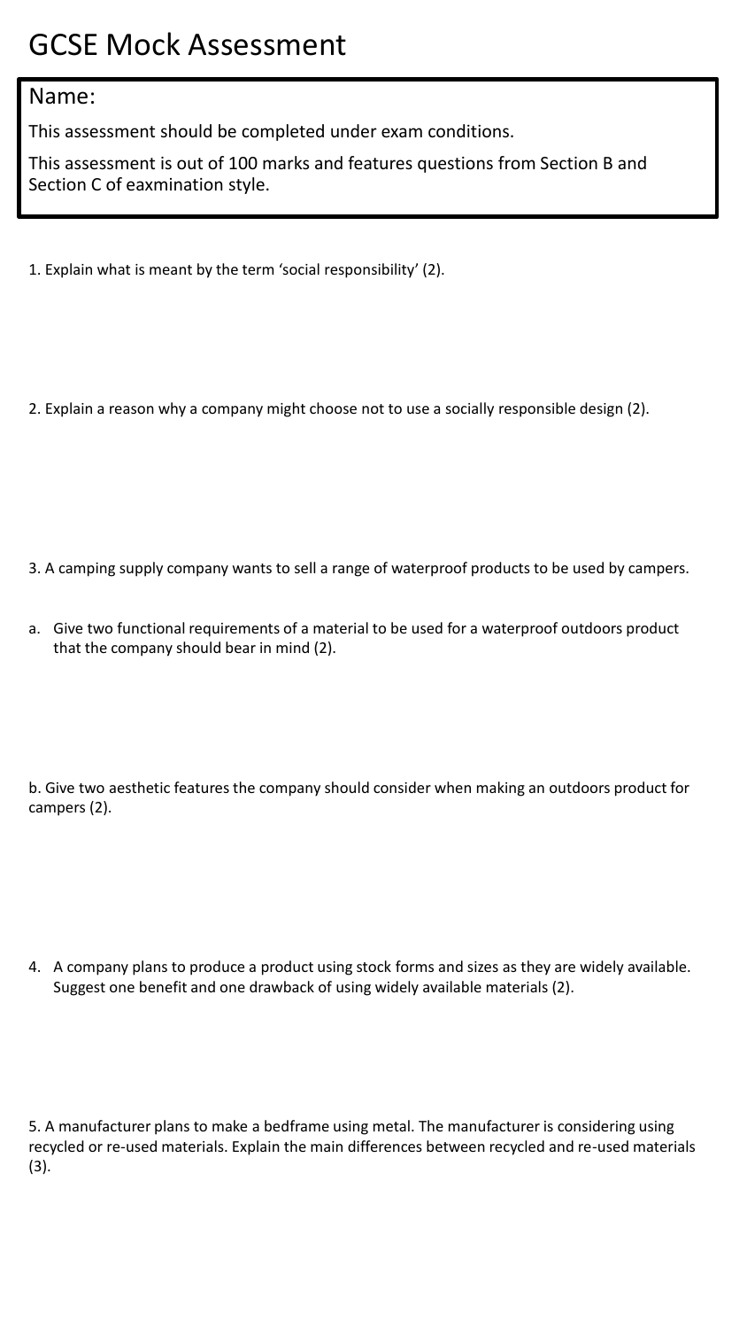# GCSE Mock Assessment

Name:

This assessment should be completed under exam conditions.

This assessment is out of 100 marks and features questions from Section B and Section C of eaxmination style.

1. Explain what is meant by the term 'social responsibility' (2).

2. Explain a reason why a company might choose not to use a socially responsible design (2).

3. A camping supply company wants to sell a range of waterproof products to be used by campers.

a. Give two functional requirements of a material to be used for a waterproof outdoors product that the company should bear in mind (2).

b. Give two aesthetic features the company should consider when making an outdoors product for campers (2).

4. A company plans to produce a product using stock forms and sizes as they are widely available. Suggest one benefit and one drawback of using widely available materials (2).

5. A manufacturer plans to make a bedframe using metal. The manufacturer is considering using recycled or re-used materials. Explain the main differences between recycled and re-used materials (3).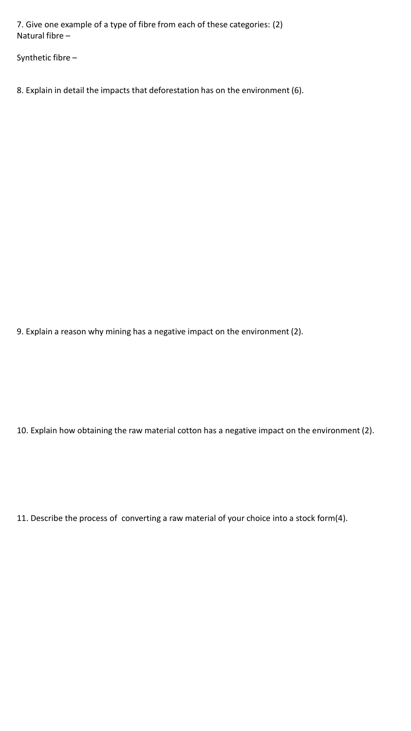7. Give one example of a type of fibre from each of these categories: (2)
Natural fibre –

Synthetic fibre –

8. Explain in detail the impacts that deforestation has on the environment (6).

9. Explain a reason why mining has a negative impact on the environment (2).

10. Explain how obtaining the raw material cotton has a negative impact on the environment (2).

11. Describe the process of converting a raw material of your choice into a stock form(4).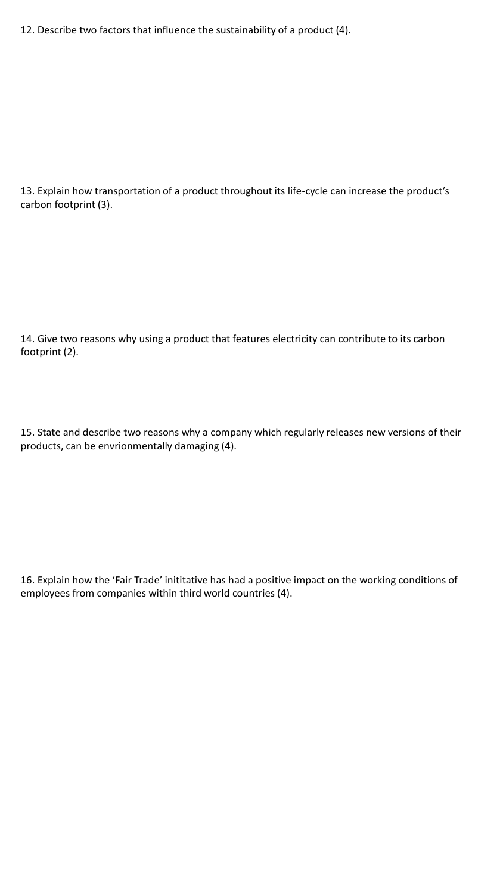12. Describe two factors that influence the sustainability of a product (4).

13. Explain how transportation of a product throughout its life-cycle can increase the product's carbon footprint (3).

14. Give two reasons why using a product that features electricity can contribute to its carbon footprint (2).

15. State and describe two reasons why a company which regularly releases new versions of their products, can be envrionmentally damaging (4).

16. Explain how the 'Fair Trade' inititative has had a positive impact on the working conditions of employees from companies within third world countries (4).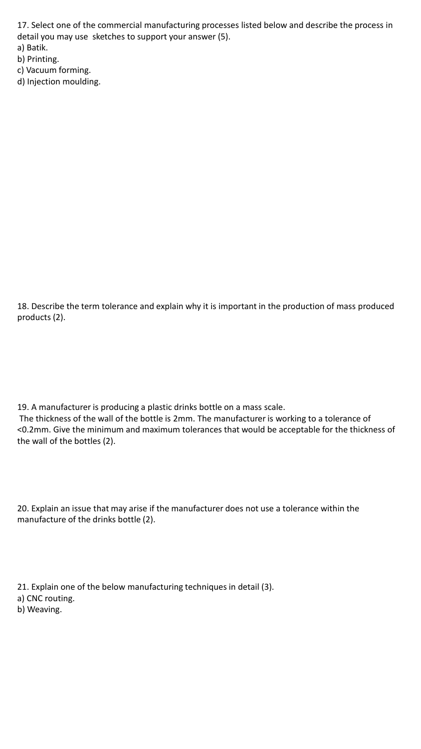17. Select one of the commercial manufacturing processes listed below and describe the process in detail you may use sketches to support your answer (5).

a) Batik.
b) Printing.
c) Vacuum forming.
d) Injection moulding.

18. Describe the term tolerance and explain why it is important in the production of mass produced products (2).

19. A manufacturer is producing a plastic drinks bottle on a mass scale.
The thickness of the wall of the bottle is 2mm. The manufacturer is working to a tolerance of <0.2mm. Give the minimum and maximum tolerances that would be acceptable for the thickness of the wall of the bottles (2).

20. Explain an issue that may arise if the manufacturer does not use a tolerance within the manufacture of the drinks bottle (2).

21. Explain one of the below manufacturing techniques in detail (3).

a) CNC routing.
b) Weaving.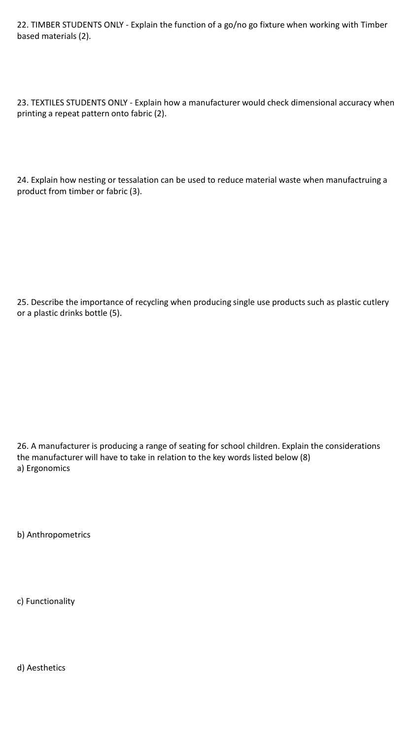22. TIMBER STUDENTS ONLY - Explain the function of a go/no go fixture when working with Timber based materials (2).

23. TEXTILES STUDENTS ONLY - Explain how a manufacturer would check dimensional accuracy when printing a repeat pattern onto fabric (2).

24. Explain how nesting or tessalation can be used to reduce material waste when manufactruing a product from timber or fabric (3).

25. Describe the importance of recycling when producing single use products such as plastic cutlery or a plastic drinks bottle (5).

26. A manufacturer is producing a range of seating for school children. Explain the considerations the manufacturer will have to take in relation to the key words listed below (8)

a) Ergonomics

b) Anthropometrics

c) Functionality

d) Aesthetics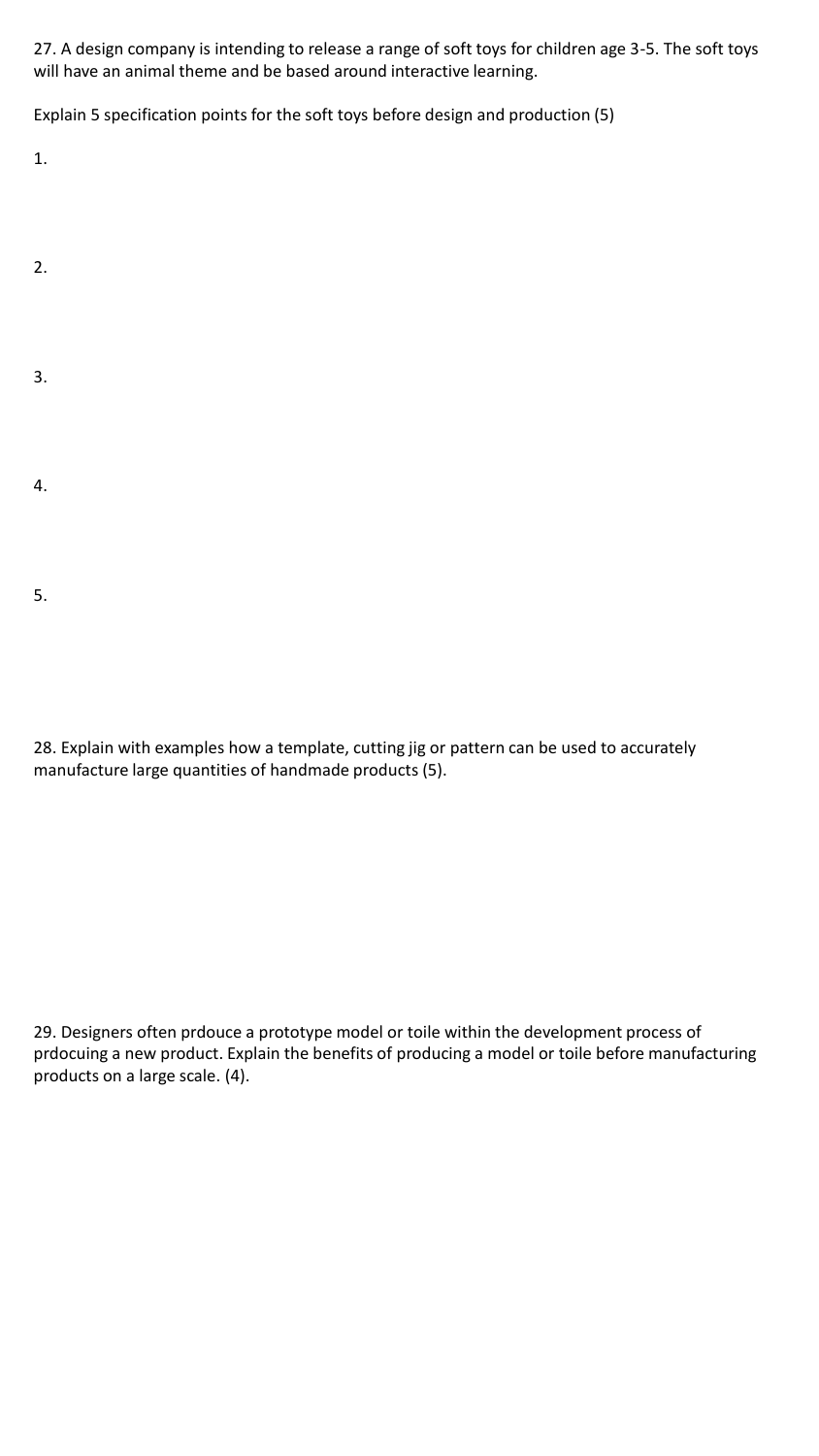27. A design company is intending to release a range of soft toys for children age 3-5. The soft toys will have an animal theme and be based around interactive learning.

Explain 5 specification points for the soft toys before design and production (5)

1.

2.

3.

4.

5.

28. Explain with examples how a template, cutting jig or pattern can be used to accurately manufacture large quantities of handmade products (5).

29. Designers often prdouce a prototype model or toile within the development process of prdocuing a new product. Explain the benefits of producing a model or toile before manufacturing products on a large scale. (4).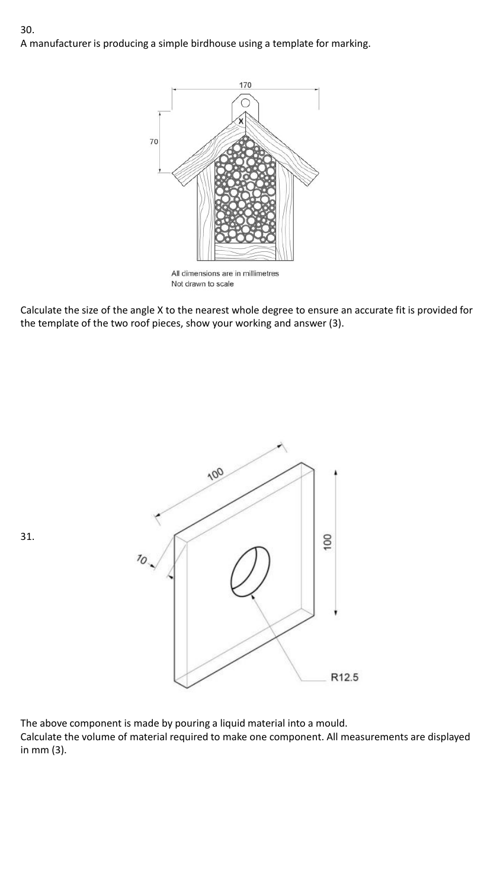30.
A manufacturer is producing a simple birdhouse using a template for marking.

170

70

X

All dimensions are in millimetres
Not drawn to scale

Calculate the size of the angle X to the nearest whole degree to ensure an accurate fit is provided for the template of the two roof pieces, show your working and answer (3).

31.

100

10

100

R12.5

The above component is made by pouring a liquid material into a mould.
Calculate the volume of material required to make one component. All measurements are displayed in mm (3).